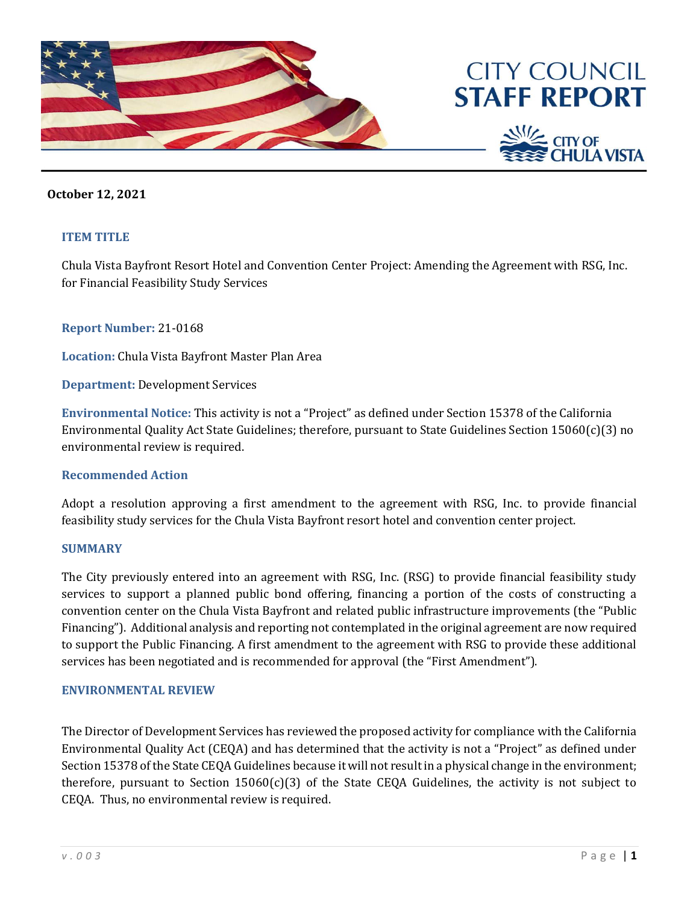# CITY COUNCIL STAFF REPORT

CITY OF CHULA VISTA

**October 12, 2021**

### ITEM TITLE

Chula Vista Bayfront Resort Hotel and Convention Center Project: Amending the Agreement with RSG, Inc. for Financial Feasibility Study Services

**Report Number:** 21-0168

**Location:** Chula Vista Bayfront Master Plan Area

**Department:** Development Services

**Environmental Notice:** This activity is not a "Project" as defined under Section 15378 of the California Environmental Quality Act State Guidelines; therefore, pursuant to State Guidelines Section 15060(c)(3) no environmental review is required.

### Recommended Action

Adopt a resolution approving a first amendment to the agreement with RSG, Inc. to provide financial feasibility study services for the Chula Vista Bayfront resort hotel and convention center project.

### SUMMARY

The City previously entered into an agreement with RSG, Inc. (RSG) to provide financial feasibility study services to support a planned public bond offering, financing a portion of the costs of constructing a convention center on the Chula Vista Bayfront and related public infrastructure improvements (the "Public Financing"). Additional analysis and reporting not contemplated in the original agreement are now required to support the Public Financing. A first amendment to the agreement with RSG to provide these additional services has been negotiated and is recommended for approval (the "First Amendment").

### ENVIRONMENTAL REVIEW

The Director of Development Services has reviewed the proposed activity for compliance with the California Environmental Quality Act (CEQA) and has determined that the activity is not a "Project" as defined under Section 15378 of the State CEQA Guidelines because it will not result in a physical change in the environment; therefore, pursuant to Section 15060(c)(3) of the State CEQA Guidelines, the activity is not subject to CEQA. Thus, no environmental review is required.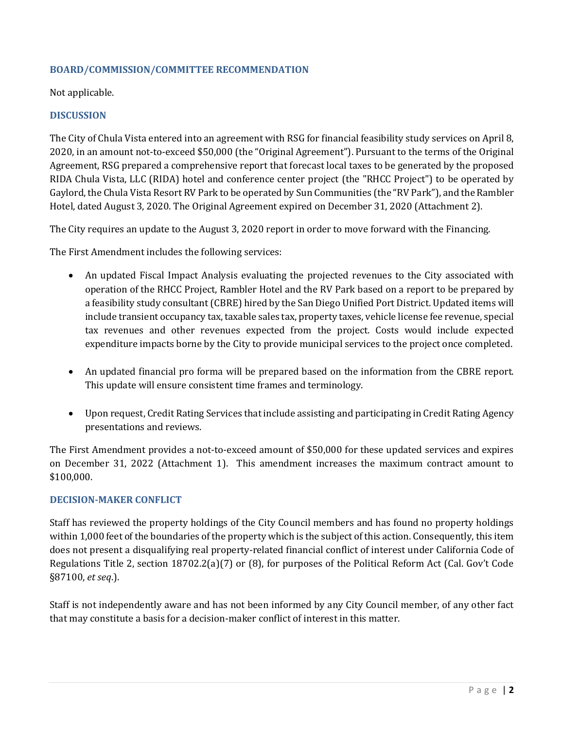## BOARD/COMMISSION/COMMITTEE RECOMMENDATION

Not applicable.

## DISCUSSION

The City of Chula Vista entered into an agreement with RSG for financial feasibility study services on April 8, 2020, in an amount not-to-exceed $50,000 (the "Original Agreement"). Pursuant to the terms of the Original Agreement, RSG prepared a comprehensive report that forecast local taxes to be generated by the proposed RIDA Chula Vista, LLC (RIDA) hotel and conference center project (the "RHCC Project") to be operated by Gaylord, the Chula Vista Resort RV Park to be operated by Sun Communities (the "RV Park"), and the Rambler Hotel, dated August 3, 2020. The Original Agreement expired on December 31, 2020 (Attachment 2).

The City requires an update to the August 3, 2020 report in order to move forward with the Financing.

The First Amendment includes the following services:

- An updated Fiscal Impact Analysis evaluating the projected revenues to the City associated with operation of the RHCC Project, Rambler Hotel and the RV Park based on a report to be prepared by a feasibility study consultant (CBRE) hired by the San Diego Unified Port District. Updated items will include transient occupancy tax, taxable sales tax, property taxes, vehicle license fee revenue, special tax revenues and other revenues expected from the project. Costs would include expected expenditure impacts borne by the City to provide municipal services to the project once completed.

- An updated financial pro forma will be prepared based on the information from the CBRE report. This update will ensure consistent time frames and terminology.

- Upon request, Credit Rating Services that include assisting and participating in Credit Rating Agency presentations and reviews.

The First Amendment provides a not-to-exceed amount of $50,000 for these updated services and expires on December 31, 2022 (Attachment 1). This amendment increases the maximum contract amount to $100,000.

## DECISION-MAKER CONFLICT

Staff has reviewed the property holdings of the City Council members and has found no property holdings within 1,000 feet of the boundaries of the property which is the subject of this action. Consequently, this item does not present a disqualifying real property-related financial conflict of interest under California Code of Regulations Title 2, section 18702.2(a)(7) or (8), for purposes of the Political Reform Act (Cal. Gov't Code §87100, *et seq*.).

Staff is not independently aware and has not been informed by any City Council member, of any other fact that may constitute a basis for a decision-maker conflict of interest in this matter.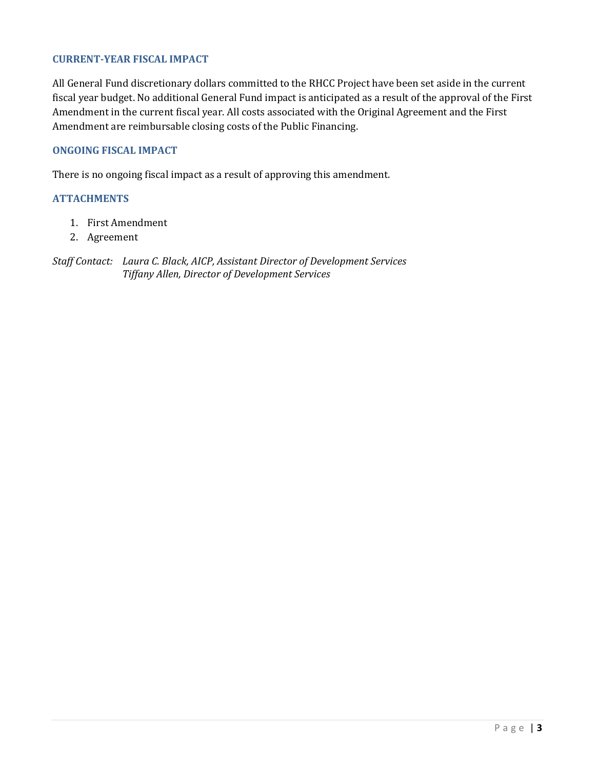### CURRENT-YEAR FISCAL IMPACT

All General Fund discretionary dollars committed to the RHCC Project have been set aside in the current fiscal year budget. No additional General Fund impact is anticipated as a result of the approval of the First Amendment in the current fiscal year. All costs associated with the Original Agreement and the First Amendment are reimbursable closing costs of the Public Financing.

### ONGOING FISCAL IMPACT

There is no ongoing fiscal impact as a result of approving this amendment.

### ATTACHMENTS

1. First Amendment
2. Agreement

*Staff Contact: Laura C. Black, AICP, Assistant Director of Development Services*
*Tiffany Allen, Director of Development Services*